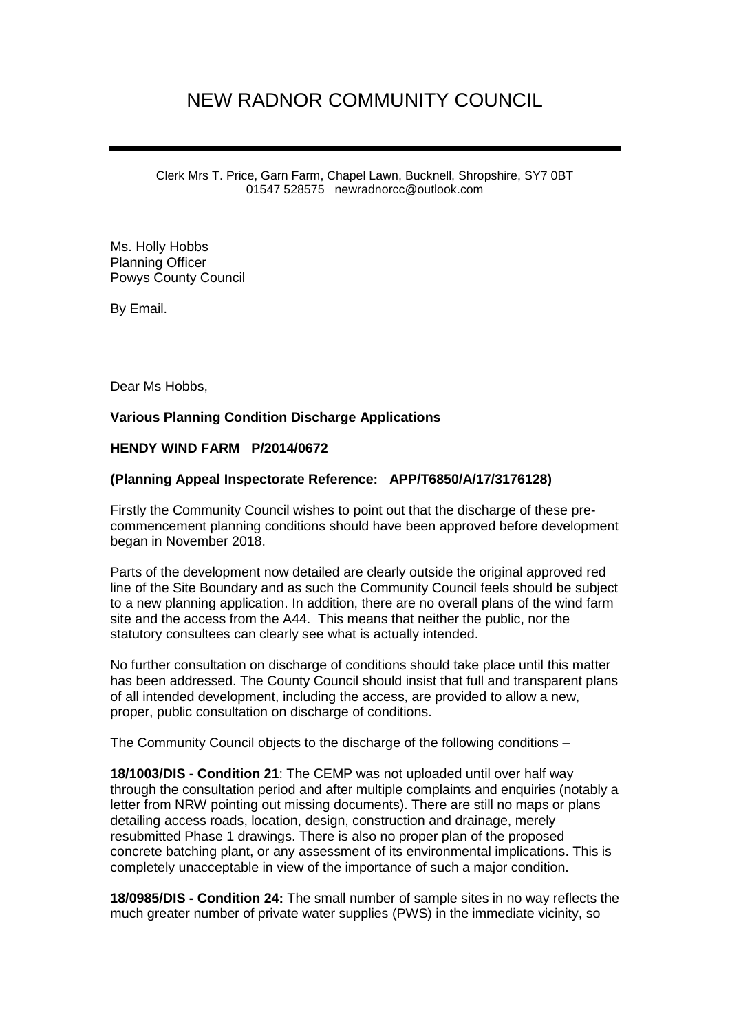# NEW RADNOR COMMUNITY COUNCIL

Clerk Mrs T. Price, Garn Farm, Chapel Lawn, Bucknell, Shropshire, SY7 0BT
01547 528575 newradnorcc@outlook.com

Ms. Holly Hobbs
Planning Officer
Powys County Council

By Email.

Dear Ms Hobbs,

**Various Planning Condition Discharge Applications**

**HENDY WIND FARM P/2014/0672**

**(Planning Appeal Inspectorate Reference: APP/T6850/A/17/3176128)**

Firstly the Community Council wishes to point out that the discharge of these pre-commencement planning conditions should have been approved before development began in November 2018.

Parts of the development now detailed are clearly outside the original approved red line of the Site Boundary and as such the Community Council feels should be subject to a new planning application. In addition, there are no overall plans of the wind farm site and the access from the A44. This means that neither the public, nor the statutory consultees can clearly see what is actually intended.

No further consultation on discharge of conditions should take place until this matter has been addressed. The County Council should insist that full and transparent plans of all intended development, including the access, are provided to allow a new, proper, public consultation on discharge of conditions.

The Community Council objects to the discharge of the following conditions –

**18/1003/DIS - Condition 21**: The CEMP was not uploaded until over half way through the consultation period and after multiple complaints and enquiries (notably a letter from NRW pointing out missing documents). There are still no maps or plans detailing access roads, location, design, construction and drainage, merely resubmitted Phase 1 drawings. There is also no proper plan of the proposed concrete batching plant, or any assessment of its environmental implications. This is completely unacceptable in view of the importance of such a major condition.

**18/0985/DIS - Condition 24:** The small number of sample sites in no way reflects the much greater number of private water supplies (PWS) in the immediate vicinity, so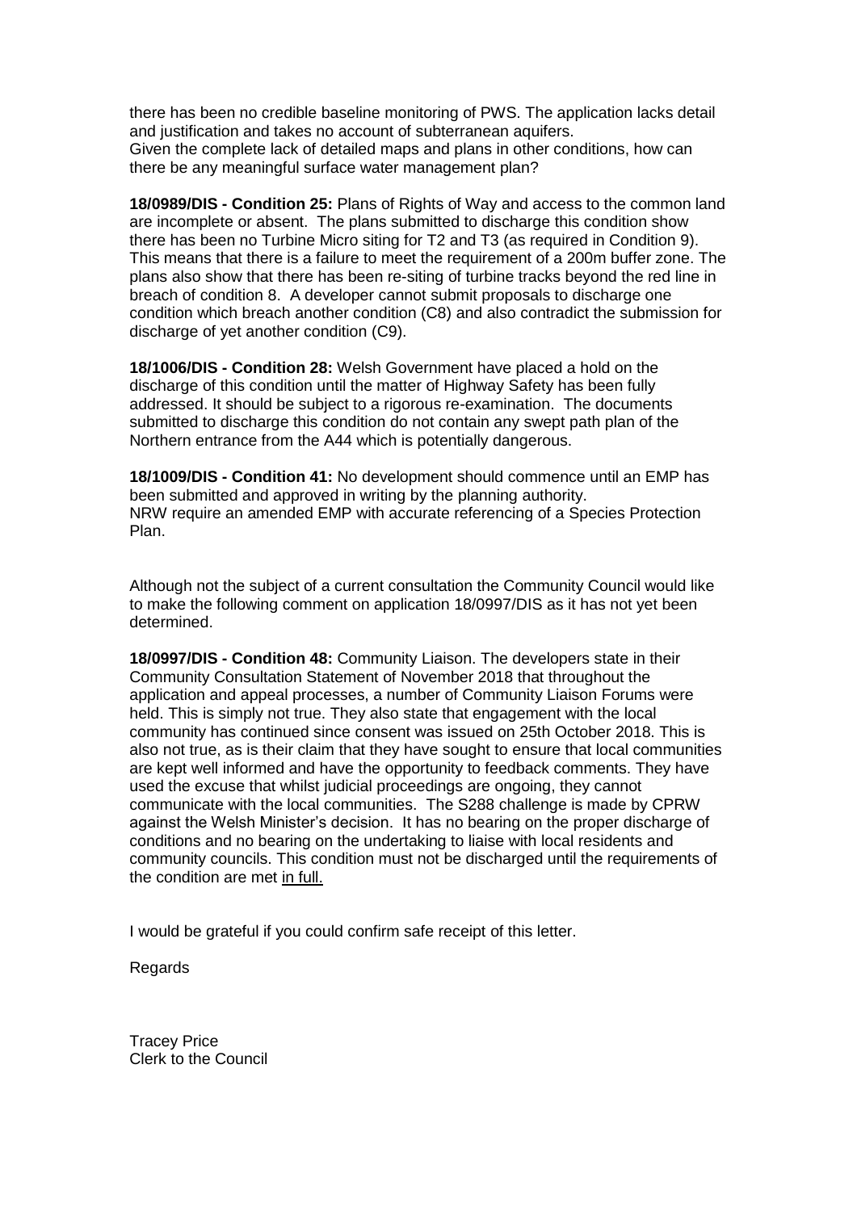there has been no credible baseline monitoring of PWS. The application lacks detail and justification and takes no account of subterranean aquifers.
Given the complete lack of detailed maps and plans in other conditions, how can there be any meaningful surface water management plan?

**18/0989/DIS - Condition 25:** Plans of Rights of Way and access to the common land are incomplete or absent. The plans submitted to discharge this condition show there has been no Turbine Micro siting for T2 and T3 (as required in Condition 9). This means that there is a failure to meet the requirement of a 200m buffer zone. The plans also show that there has been re-siting of turbine tracks beyond the red line in breach of condition 8. A developer cannot submit proposals to discharge one condition which breach another condition (C8) and also contradict the submission for discharge of yet another condition (C9).

**18/1006/DIS - Condition 28:** Welsh Government have placed a hold on the discharge of this condition until the matter of Highway Safety has been fully addressed. It should be subject to a rigorous re-examination. The documents submitted to discharge this condition do not contain any swept path plan of the Northern entrance from the A44 which is potentially dangerous.

**18/1009/DIS - Condition 41:** No development should commence until an EMP has been submitted and approved in writing by the planning authority.
NRW require an amended EMP with accurate referencing of a Species Protection Plan.

Although not the subject of a current consultation the Community Council would like to make the following comment on application 18/0997/DIS as it has not yet been determined.

**18/0997/DIS - Condition 48:** Community Liaison. The developers state in their Community Consultation Statement of November 2018 that throughout the application and appeal processes, a number of Community Liaison Forums were held. This is simply not true. They also state that engagement with the local community has continued since consent was issued on 25th October 2018. This is also not true, as is their claim that they have sought to ensure that local communities are kept well informed and have the opportunity to feedback comments. They have used the excuse that whilst judicial proceedings are ongoing, they cannot communicate with the local communities. The S288 challenge is made by CPRW against the Welsh Minister's decision. It has no bearing on the proper discharge of conditions and no bearing on the undertaking to liaise with local residents and community councils. This condition must not be discharged until the requirements of the condition are met <u>in full.</u>

I would be grateful if you could confirm safe receipt of this letter.

Regards

Tracey Price
Clerk to the Council